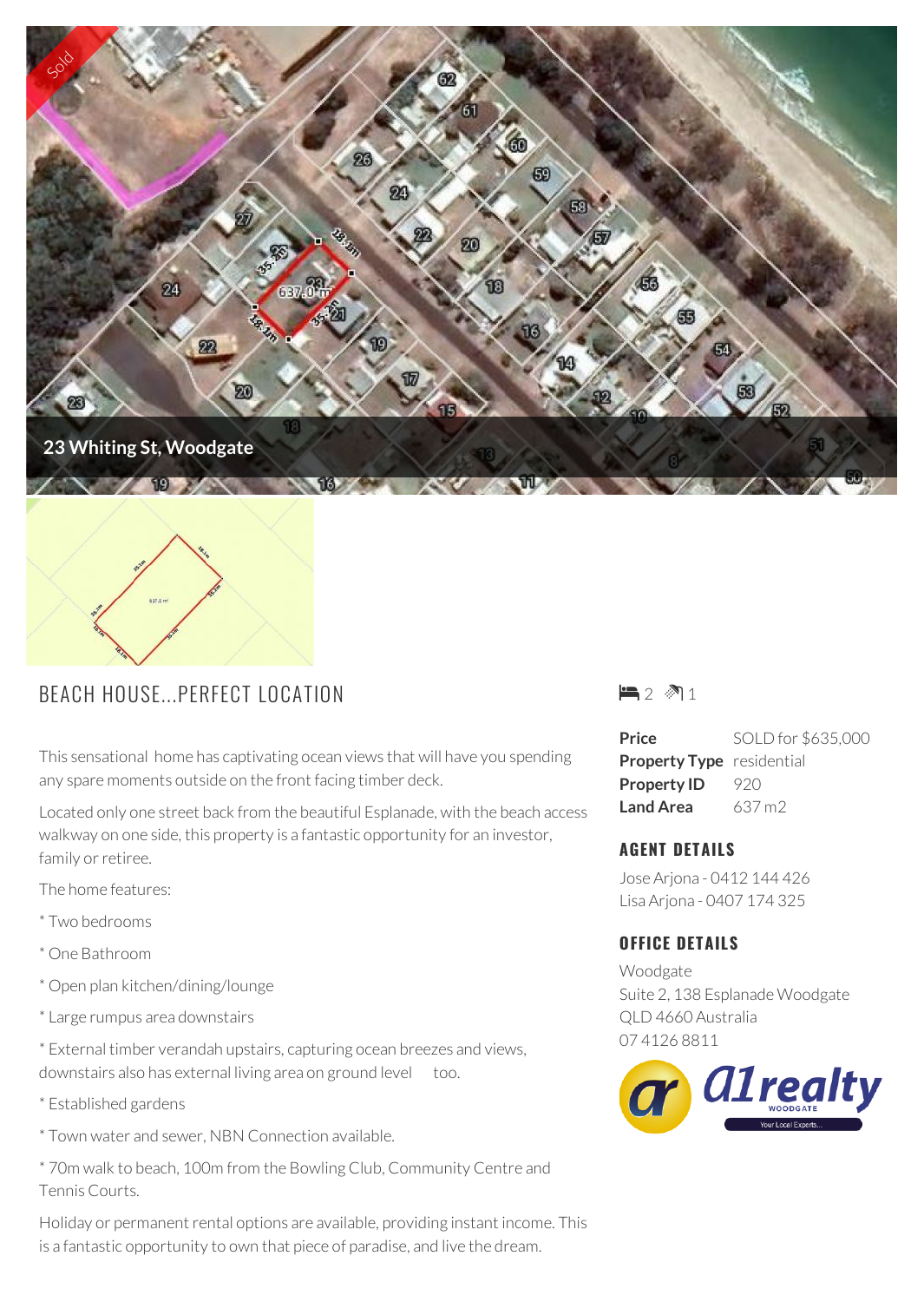Sold

23 Whiting St, Woodgate

# BEACH HOUSE...PERFECT LOCATION

2 1

| | |
|---|---|
| **Price** | SOLD for $635,000 |
| **Property Type** | residential |
| **Property ID** | 920 |
| **Land Area** | 637 m2 |

This sensational home has captivating ocean views that will have you spending any spare moments outside on the front facing timber deck.

Located only one street back from the beautiful Esplanade, with the beach access walkway on one side, this property is a fantastic opportunity for an investor, family or retiree.

The home features:

* Two bedrooms

* One Bathroom

* Open plan kitchen/dining/lounge

* Large rumpus area downstairs

* External timber verandah upstairs, capturing ocean breezes and views, downstairs also has external living area on ground level too.

* Established gardens

* Town water and sewer, NBN Connection available.

* 70m walk to beach, 100m from the Bowling Club, Community Centre and Tennis Courts.

Holiday or permanent rental options are available, providing instant income. This is a fantastic opportunity to own that piece of paradise, and live the dream.

## AGENT DETAILS

Jose Arjona - 0412 144 426
Lisa Arjona - 0407 174 325

## OFFICE DETAILS

Woodgate
Suite 2, 138 Esplanade Woodgate
QLD 4660 Australia
07 4126 8811

a1realty WOODGATE Your Local Experts...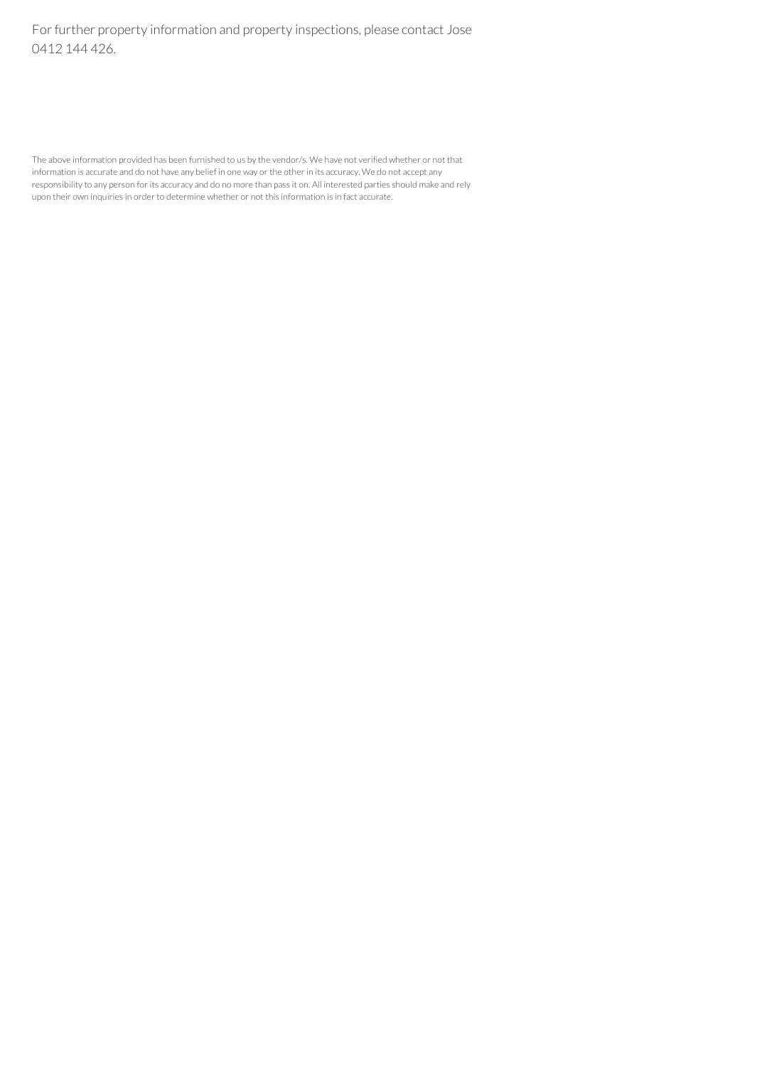For further property information and property inspections, please contact Jose 0412 144 426.

The above information provided has been furnished to us by the vendor/s. We have not verified whether or not that information is accurate and do not have any belief in one way or the other in its accuracy. We do not accept any responsibility to any person for its accuracy and do no more than pass it on. All interested parties should make and rely upon their own inquiries in order to determine whether or not this information is in fact accurate.